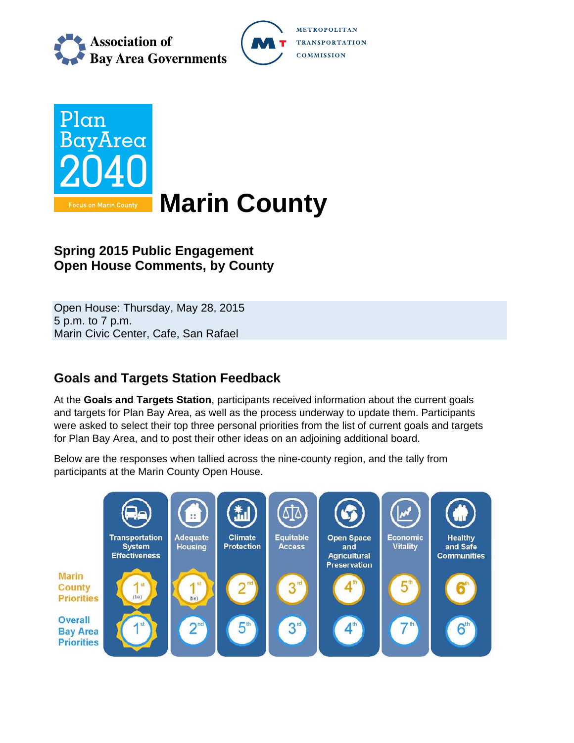Association of Bay Area Governments

METROPOLITAN TRANSPORTATION COMMISSION

Plan Bay Area 2040

Focus on Marin County

# Marin County

## Spring 2015 Public Engagement
## Open House Comments, by County

Open House: Thursday, May 28, 2015
5 p.m. to 7 p.m.
Marin Civic Center, Cafe, San Rafael

## Goals and Targets Station Feedback

At the **Goals and Targets Station**, participants received information about the current goals and targets for Plan Bay Area, as well as the process underway to update them. Participants were asked to select their top three personal priorities from the list of current goals and targets for Plan Bay Area, and to post their other ideas on an adjoining additional board.

Below are the responses when tallied across the nine-county region, and the tally from participants at the Marin County Open House.

| | Transportation System Effectiveness | Adequate Housing | Climate Protection | Equitable Access | Open Space and Agricultural Preservation | Economic Vitality | Healthy and Safe Communities |
|---|---|---|---|---|---|---|---|
| Marin County Priorities | 1st (tie) | 1st (tie) | 2nd | 3rd | 4th | 5th | 6th |
| Overall Bay Area Priorities | 1st | 2nd | 5th | 3rd | 4th | 7th | 6th |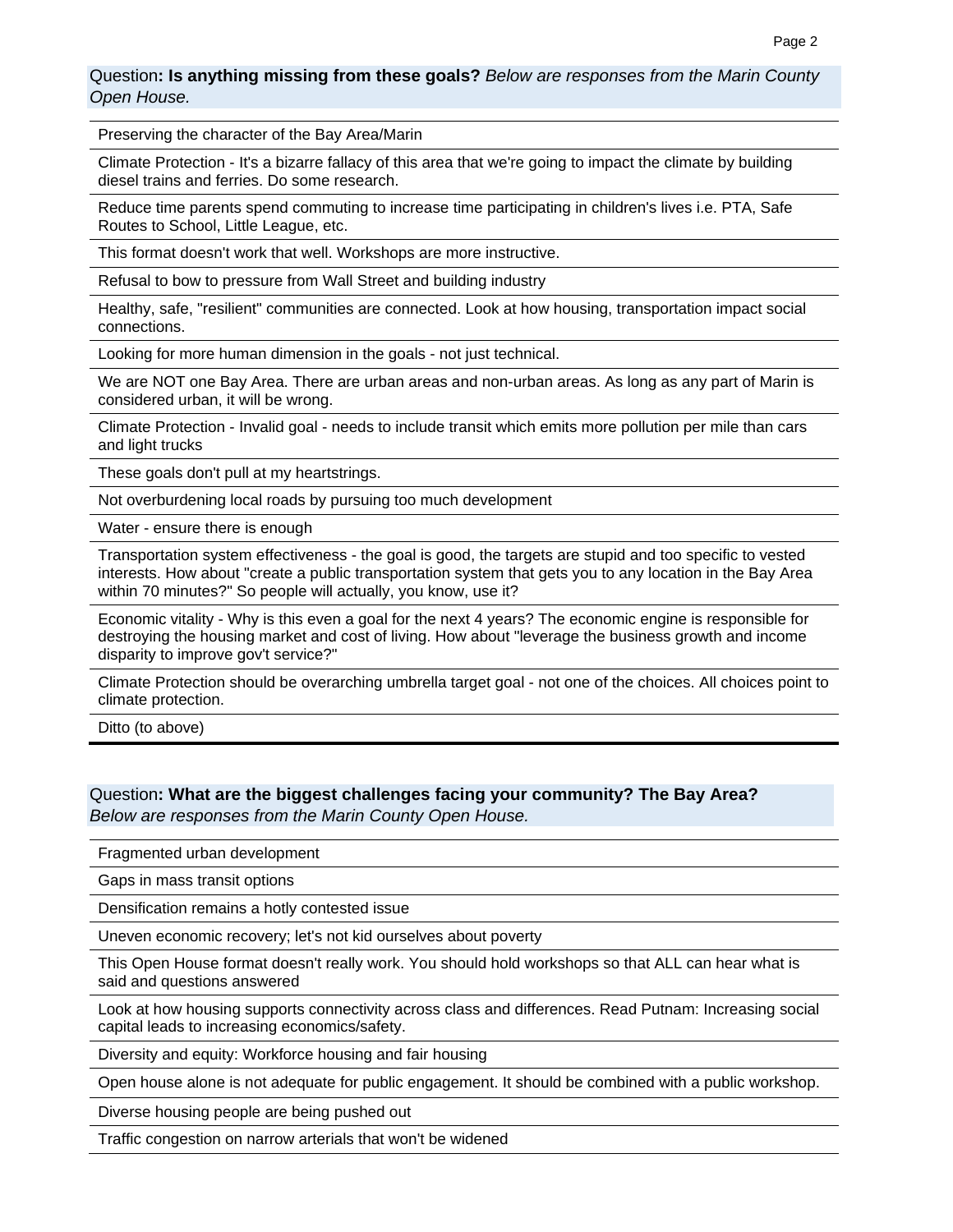Question**: Is anything missing from these goals?** *Below are responses from the Marin County Open House.*

| |
|---|
| Preserving the character of the Bay Area/Marin |
| Climate Protection - It's a bizarre fallacy of this area that we're going to impact the climate by building diesel trains and ferries. Do some research. |
| Reduce time parents spend commuting to increase time participating in children's lives i.e. PTA, Safe Routes to School, Little League, etc. |
| This format doesn't work that well. Workshops are more instructive. |
| Refusal to bow to pressure from Wall Street and building industry |
| Healthy, safe, "resilient" communities are connected. Look at how housing, transportation impact social connections. |
| Looking for more human dimension in the goals - not just technical. |
| We are NOT one Bay Area. There are urban areas and non-urban areas. As long as any part of Marin is considered urban, it will be wrong. |
| Climate Protection - Invalid goal - needs to include transit which emits more pollution per mile than cars and light trucks |
| These goals don't pull at my heartstrings. |
| Not overburdening local roads by pursuing too much development |
| Water - ensure there is enough |
| Transportation system effectiveness - the goal is good, the targets are stupid and too specific to vested interests. How about "create a public transportation system that gets you to any location in the Bay Area within 70 minutes?" So people will actually, you know, use it? |
| Economic vitality - Why is this even a goal for the next 4 years? The economic engine is responsible for destroying the housing market and cost of living. How about "leverage the business growth and income disparity to improve gov't service?" |
| Climate Protection should be overarching umbrella target goal - not one of the choices. All choices point to climate protection. |
| Ditto (to above) |

Question**: What are the biggest challenges facing your community? The Bay Area?** *Below are responses from the Marin County Open House.*

| |
|---|
| Fragmented urban development |
| Gaps in mass transit options |
| Densification remains a hotly contested issue |
| Uneven economic recovery; let's not kid ourselves about poverty |
| This Open House format doesn't really work. You should hold workshops so that ALL can hear what is said and questions answered |
| Look at how housing supports connectivity across class and differences. Read Putnam: Increasing social capital leads to increasing economics/safety. |
| Diversity and equity: Workforce housing and fair housing |
| Open house alone is not adequate for public engagement. It should be combined with a public workshop. |
| Diverse housing people are being pushed out |
| Traffic congestion on narrow arterials that won't be widened |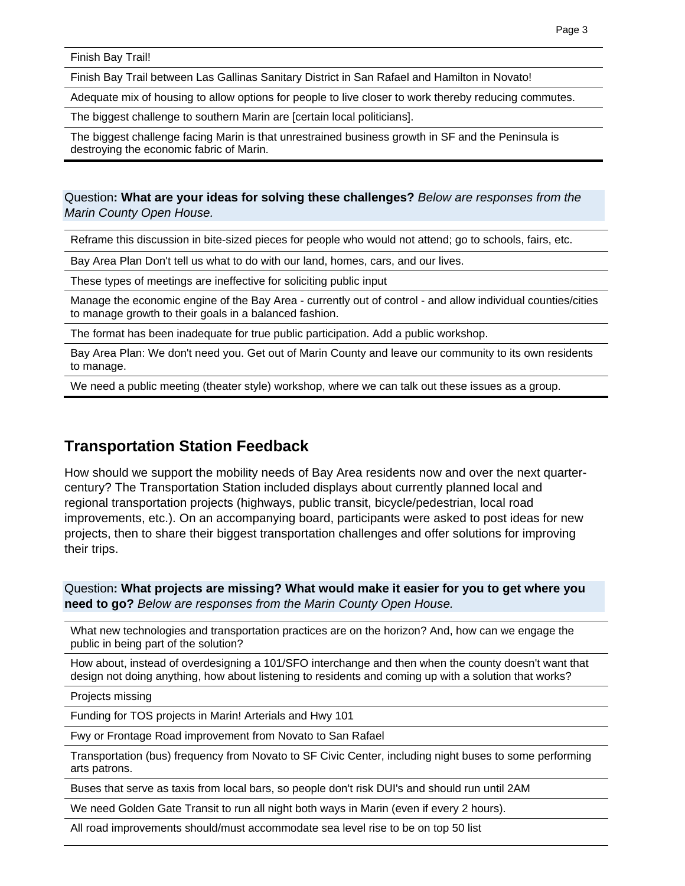| |
|---|
| Finish Bay Trail! |
| Finish Bay Trail between Las Gallinas Sanitary District in San Rafael and Hamilton in Novato! |
| Adequate mix of housing to allow options for people to live closer to work thereby reducing commutes. |
| The biggest challenge to southern Marin are [certain local politicians]. |
| The biggest challenge facing Marin is that unrestrained business growth in SF and the Peninsula is destroying the economic fabric of Marin. |

Question**: What are your ideas for solving these challenges?** *Below are responses from the Marin County Open House.*

| |
|---|
| Reframe this discussion in bite-sized pieces for people who would not attend; go to schools, fairs, etc. |
| Bay Area Plan Don't tell us what to do with our land, homes, cars, and our lives. |
| These types of meetings are ineffective for soliciting public input |
| Manage the economic engine of the Bay Area - currently out of control - and allow individual counties/cities to manage growth to their goals in a balanced fashion. |
| The format has been inadequate for true public participation. Add a public workshop. |
| Bay Area Plan: We don't need you. Get out of Marin County and leave our community to its own residents to manage. |
| We need a public meeting (theater style) workshop, where we can talk out these issues as a group. |

## Transportation Station Feedback

How should we support the mobility needs of Bay Area residents now and over the next quarter-century? The Transportation Station included displays about currently planned local and regional transportation projects (highways, public transit, bicycle/pedestrian, local road improvements, etc.). On an accompanying board, participants were asked to post ideas for new projects, then to share their biggest transportation challenges and offer solutions for improving their trips.

Question**: What projects are missing? What would make it easier for you to get where you need to go?** *Below are responses from the Marin County Open House.*

| |
|---|
| What new technologies and transportation practices are on the horizon? And, how can we engage the public in being part of the solution? |
| How about, instead of overdesigning a 101/SFO interchange and then when the county doesn't want that design not doing anything, how about listening to residents and coming up with a solution that works? |
| Projects missing |
| Funding for TOS projects in Marin! Arterials and Hwy 101 |
| Fwy or Frontage Road improvement from Novato to San Rafael |
| Transportation (bus) frequency from Novato to SF Civic Center, including night buses to some performing arts patrons. |
| Buses that serve as taxis from local bars, so people don't risk DUI's and should run until 2AM |
| We need Golden Gate Transit to run all night both ways in Marin (even if every 2 hours). |
| All road improvements should/must accommodate sea level rise to be on top 50 list |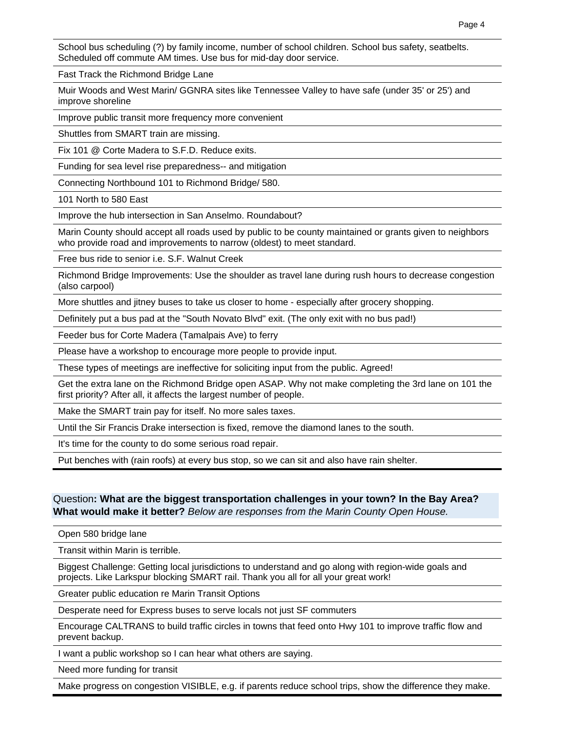| |
|---|
| School bus scheduling (?) by family income, number of school children. School bus safety, seatbelts. Scheduled off commute AM times. Use bus for mid-day door service. |
| Fast Track the Richmond Bridge Lane |
| Muir Woods and West Marin/ GGNRA sites like Tennessee Valley to have safe (under 35' or 25') and improve shoreline |
| Improve public transit more frequency more convenient |
| Shuttles from SMART train are missing. |
| Fix 101 @ Corte Madera to S.F.D. Reduce exits. |
| Funding for sea level rise preparedness-- and mitigation |
| Connecting Northbound 101 to Richmond Bridge/ 580. |
| 101 North to 580 East |
| Improve the hub intersection in San Anselmo. Roundabout? |
| Marin County should accept all roads used by public to be county maintained or grants given to neighbors who provide road and improvements to narrow (oldest) to meet standard. |
| Free bus ride to senior i.e. S.F. Walnut Creek |
| Richmond Bridge Improvements: Use the shoulder as travel lane during rush hours to decrease congestion (also carpool) |
| More shuttles and jitney buses to take us closer to home - especially after grocery shopping. |
| Definitely put a bus pad at the "South Novato Blvd" exit. (The only exit with no bus pad!) |
| Feeder bus for Corte Madera (Tamalpais Ave) to ferry |
| Please have a workshop to encourage more people to provide input. |
| These types of meetings are ineffective for soliciting input from the public. Agreed! |
| Get the extra lane on the Richmond Bridge open ASAP. Why not make completing the 3rd lane on 101 the first priority? After all, it affects the largest number of people. |
| Make the SMART train pay for itself. No more sales taxes. |
| Until the Sir Francis Drake intersection is fixed, remove the diamond lanes to the south. |
| It's time for the county to do some serious road repair. |
| Put benches with (rain roofs) at every bus stop, so we can sit and also have rain shelter. |

Question**: What are the biggest transportation challenges in your town? In the Bay Area? What would make it better?** *Below are responses from the Marin County Open House.*

| |
|---|
| Open 580 bridge lane |
| Transit within Marin is terrible. |
| Biggest Challenge: Getting local jurisdictions to understand and go along with region-wide goals and projects. Like Larkspur blocking SMART rail. Thank you all for all your great work! |
| Greater public education re Marin Transit Options |
| Desperate need for Express buses to serve locals not just SF commuters |
| Encourage CALTRANS to build traffic circles in towns that feed onto Hwy 101 to improve traffic flow and prevent backup. |
| I want a public workshop so I can hear what others are saying. |
| Need more funding for transit |
| Make progress on congestion VISIBLE, e.g. if parents reduce school trips, show the difference they make. |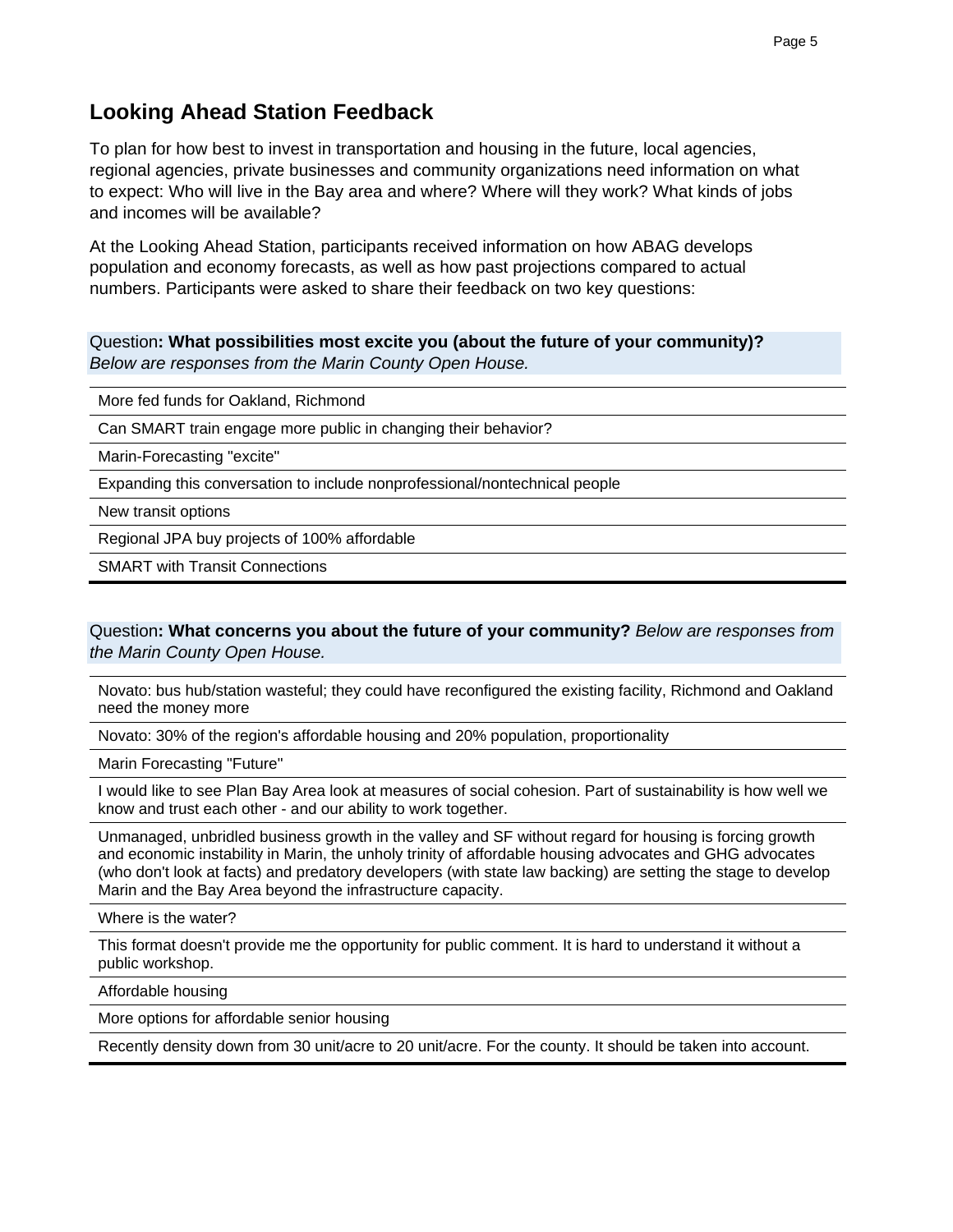## Looking Ahead Station Feedback

To plan for how best to invest in transportation and housing in the future, local agencies, regional agencies, private businesses and community organizations need information on what to expect: Who will live in the Bay area and where? Where will they work? What kinds of jobs and incomes will be available?

At the Looking Ahead Station, participants received information on how ABAG develops population and economy forecasts, as well as how past projections compared to actual numbers. Participants were asked to share their feedback on two key questions:

| Question**: What possibilities most excite you (about the future of your community)?** *Below are responses from the Marin County Open House.* |
|---|
| More fed funds for Oakland, Richmond |
| Can SMART train engage more public in changing their behavior? |
| Marin-Forecasting "excite" |
| Expanding this conversation to include nonprofessional/nontechnical people |
| New transit options |
| Regional JPA buy projects of 100% affordable |
| SMART with Transit Connections |

| Question**: What concerns you about the future of your community?** *Below are responses from the Marin County Open House.* |
|---|
| Novato: bus hub/station wasteful; they could have reconfigured the existing facility, Richmond and Oakland need the money more |
| Novato: 30% of the region's affordable housing and 20% population, proportionality |
| Marin Forecasting "Future" |
| I would like to see Plan Bay Area look at measures of social cohesion. Part of sustainability is how well we know and trust each other - and our ability to work together. |
| Unmanaged, unbridled business growth in the valley and SF without regard for housing is forcing growth and economic instability in Marin, the unholy trinity of affordable housing advocates and GHG advocates (who don't look at facts) and predatory developers (with state law backing) are setting the stage to develop Marin and the Bay Area beyond the infrastructure capacity. |
| Where is the water? |
| This format doesn't provide me the opportunity for public comment. It is hard to understand it without a public workshop. |
| Affordable housing |
| More options for affordable senior housing |
| Recently density down from 30 unit/acre to 20 unit/acre. For the county. It should be taken into account. |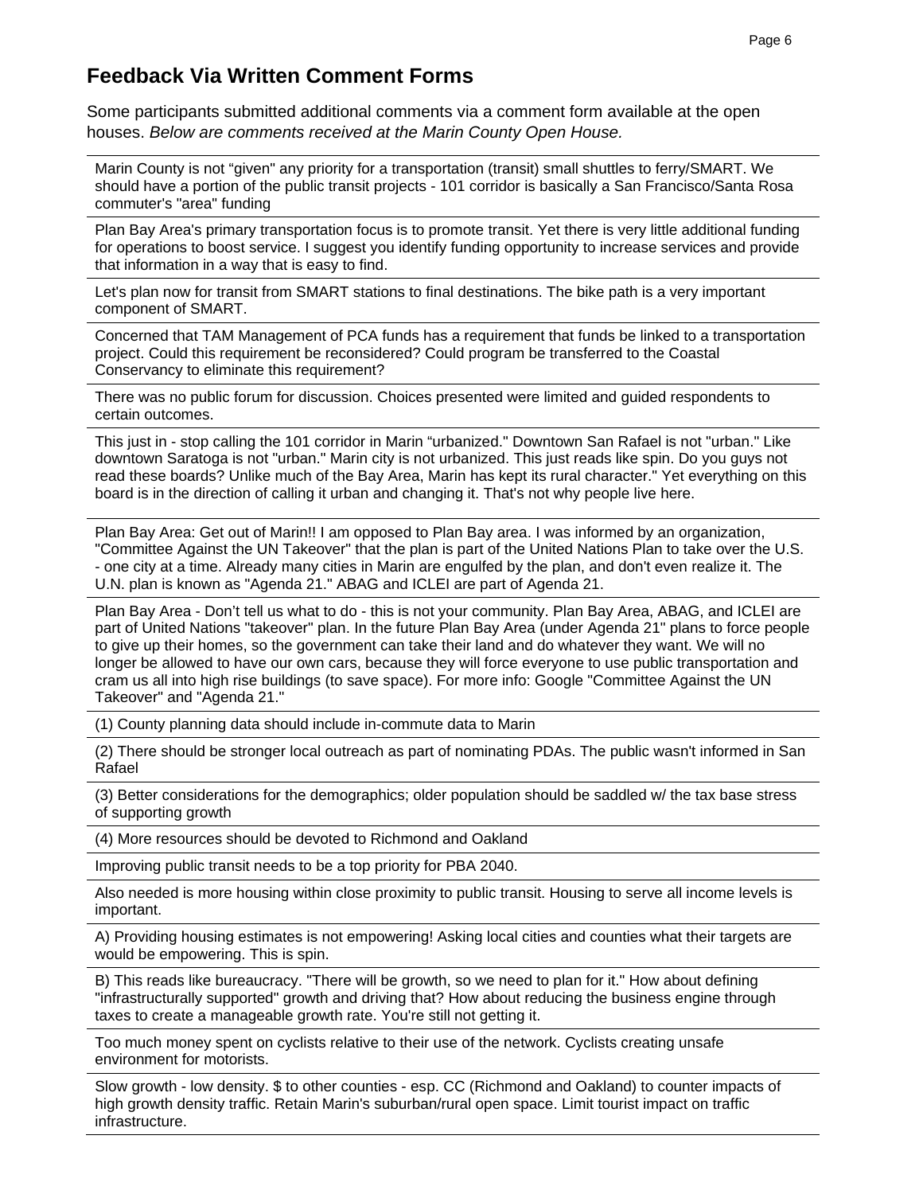## Feedback Via Written Comment Forms

Some participants submitted additional comments via a comment form available at the open houses. *Below are comments received at the Marin County Open House.*

| |
|---|
| Marin County is not "given" any priority for a transportation (transit) small shuttles to ferry/SMART. We should have a portion of the public transit projects - 101 corridor is basically a San Francisco/Santa Rosa commuter's "area" funding |
| Plan Bay Area's primary transportation focus is to promote transit. Yet there is very little additional funding for operations to boost service. I suggest you identify funding opportunity to increase services and provide that information in a way that is easy to find. |
| Let's plan now for transit from SMART stations to final destinations. The bike path is a very important component of SMART. |
| Concerned that TAM Management of PCA funds has a requirement that funds be linked to a transportation project. Could this requirement be reconsidered? Could program be transferred to the Coastal Conservancy to eliminate this requirement? |
| There was no public forum for discussion. Choices presented were limited and guided respondents to certain outcomes. |
| This just in - stop calling the 101 corridor in Marin "urbanized." Downtown San Rafael is not "urban." Like downtown Saratoga is not "urban." Marin city is not urbanized. This just reads like spin. Do you guys not read these boards? Unlike much of the Bay Area, Marin has kept its rural character." Yet everything on this board is in the direction of calling it urban and changing it. That's not why people live here. |
| Plan Bay Area: Get out of Marin!! I am opposed to Plan Bay area. I was informed by an organization, "Committee Against the UN Takeover" that the plan is part of the United Nations Plan to take over the U.S. - one city at a time. Already many cities in Marin are engulfed by the plan, and don't even realize it. The U.N. plan is known as "Agenda 21." ABAG and ICLEI are part of Agenda 21. |
| Plan Bay Area - Don't tell us what to do - this is not your community. Plan Bay Area, ABAG, and ICLEI are part of United Nations "takeover" plan. In the future Plan Bay Area (under Agenda 21" plans to force people to give up their homes, so the government can take their land and do whatever they want. We will no longer be allowed to have our own cars, because they will force everyone to use public transportation and cram us all into high rise buildings (to save space). For more info: Google "Committee Against the UN Takeover" and "Agenda 21." |
| (1) County planning data should include in-commute data to Marin |
| (2) There should be stronger local outreach as part of nominating PDAs. The public wasn't informed in San Rafael |
| (3) Better considerations for the demographics; older population should be saddled w/ the tax base stress of supporting growth |
| (4) More resources should be devoted to Richmond and Oakland |
| Improving public transit needs to be a top priority for PBA 2040. |
| Also needed is more housing within close proximity to public transit. Housing to serve all income levels is important. |
| A) Providing housing estimates is not empowering! Asking local cities and counties what their targets are would be empowering. This is spin. |
| B) This reads like bureaucracy. "There will be growth, so we need to plan for it." How about defining "infrastructurally supported" growth and driving that? How about reducing the business engine through taxes to create a manageable growth rate. You're still not getting it. |
| Too much money spent on cyclists relative to their use of the network. Cyclists creating unsafe environment for motorists. |
| Slow growth - low density. $ to other counties - esp. CC (Richmond and Oakland) to counter impacts of high growth density traffic. Retain Marin's suburban/rural open space. Limit tourist impact on traffic infrastructure. |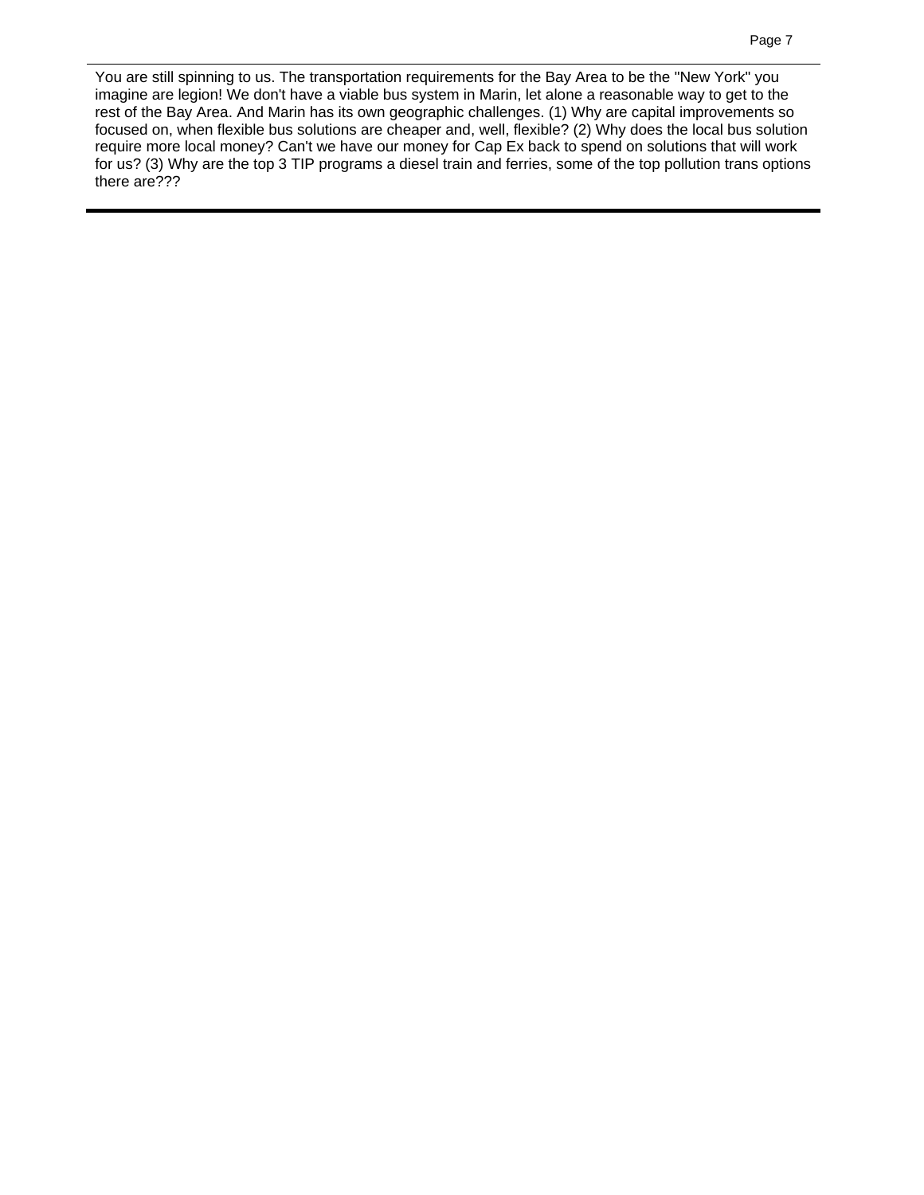You are still spinning to us. The transportation requirements for the Bay Area to be the "New York" you imagine are legion! We don't have a viable bus system in Marin, let alone a reasonable way to get to the rest of the Bay Area. And Marin has its own geographic challenges. (1) Why are capital improvements so focused on, when flexible bus solutions are cheaper and, well, flexible? (2) Why does the local bus solution require more local money? Can't we have our money for Cap Ex back to spend on solutions that will work for us? (3) Why are the top 3 TIP programs a diesel train and ferries, some of the top pollution trans options there are???